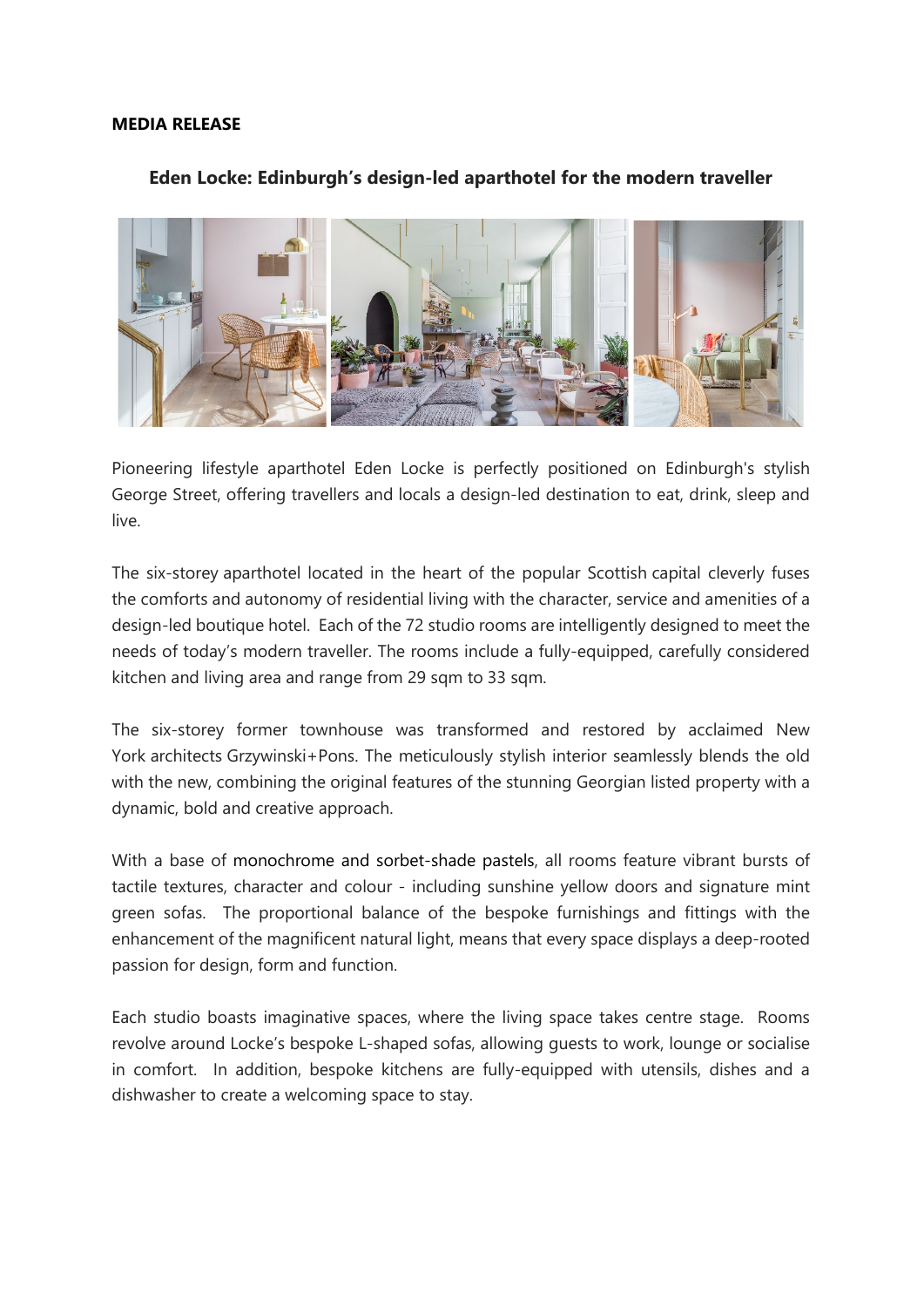**MEDIA RELEASE**

## Eden Locke: Edinburgh's design-led aparthotel for the modern traveller

Pioneering lifestyle aparthotel Eden Locke is perfectly positioned on Edinburgh's stylish George Street, offering travellers and locals a design-led destination to eat, drink, sleep and live.

The six-storey aparthotel located in the heart of the popular Scottish capital cleverly fuses the comforts and autonomy of residential living with the character, service and amenities of a design-led boutique hotel. Each of the 72 studio rooms are intelligently designed to meet the needs of today's modern traveller. The rooms include a fully-equipped, carefully considered kitchen and living area and range from 29 sqm to 33 sqm.

The six-storey former townhouse was transformed and restored by acclaimed New York architects Grzywinski+Pons. The meticulously stylish interior seamlessly blends the old with the new, combining the original features of the stunning Georgian listed property with a dynamic, bold and creative approach.

With a base of monochrome and sorbet-shade pastels, all rooms feature vibrant bursts of tactile textures, character and colour - including sunshine yellow doors and signature mint green sofas. The proportional balance of the bespoke furnishings and fittings with the enhancement of the magnificent natural light, means that every space displays a deep-rooted passion for design, form and function.

Each studio boasts imaginative spaces, where the living space takes centre stage. Rooms revolve around Locke's bespoke L-shaped sofas, allowing guests to work, lounge or socialise in comfort. In addition, bespoke kitchens are fully-equipped with utensils, dishes and a dishwasher to create a welcoming space to stay.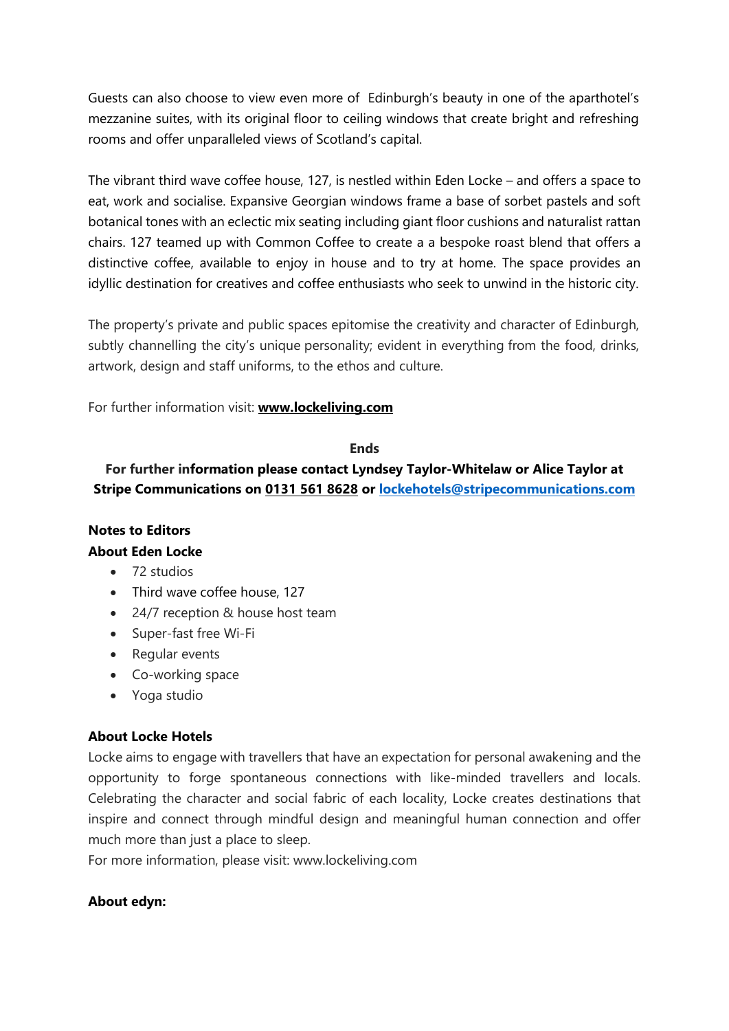Guests can also choose to view even more of  Edinburgh's beauty in one of the aparthotel's mezzanine suites, with its original floor to ceiling windows that create bright and refreshing rooms and offer unparalleled views of Scotland's capital.

The vibrant third wave coffee house, 127, is nestled within Eden Locke – and offers a space to eat, work and socialise. Expansive Georgian windows frame a base of sorbet pastels and soft botanical tones with an eclectic mix seating including giant floor cushions and naturalist rattan chairs. 127 teamed up with Common Coffee to create a a bespoke roast blend that offers a distinctive coffee, available to enjoy in house and to try at home. The space provides an idyllic destination for creatives and coffee enthusiasts who seek to unwind in the historic city.

The property's private and public spaces epitomise the creativity and character of Edinburgh, subtly channelling the city's unique personality; evident in everything from the food, drinks, artwork, design and staff uniforms, to the ethos and culture.

For further information visit: **www.lockeliving.com**

**Ends**

**For further information please contact Lyndsey Taylor-Whitelaw or Alice Taylor at Stripe Communications on 0131 561 8628 or lockehotels@stripecommunications.com**

**Notes to Editors**

**About Eden Locke**

- 72 studios
- Third wave coffee house, 127
- 24/7 reception & house host team
- Super-fast free Wi-Fi
- Regular events
- Co-working space
- Yoga studio

**About Locke Hotels**

Locke aims to engage with travellers that have an expectation for personal awakening and the opportunity to forge spontaneous connections with like-minded travellers and locals. Celebrating the character and social fabric of each locality, Locke creates destinations that inspire and connect through mindful design and meaningful human connection and offer much more than just a place to sleep.
For more information, please visit: www.lockeliving.com

**About edyn:**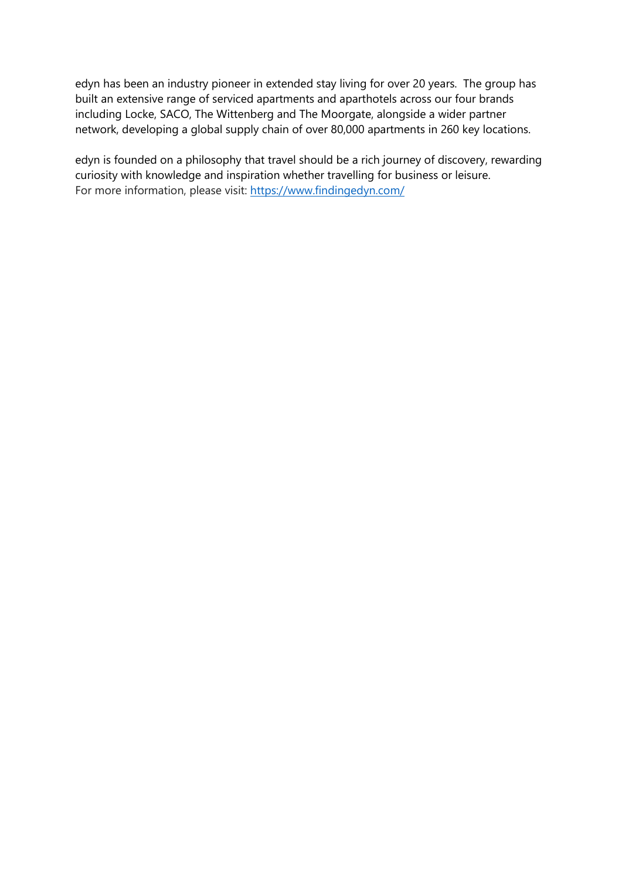edyn has been an industry pioneer in extended stay living for over 20 years.  The group has built an extensive range of serviced apartments and aparthotels across our four brands including Locke, SACO, The Wittenberg and The Moorgate, alongside a wider partner network, developing a global supply chain of over 80,000 apartments in 260 key locations.

edyn is founded on a philosophy that travel should be a rich journey of discovery, rewarding curiosity with knowledge and inspiration whether travelling for business or leisure.
For more information, please visit: [https://www.findingedyn.com/](https://www.findingedyn.com/)